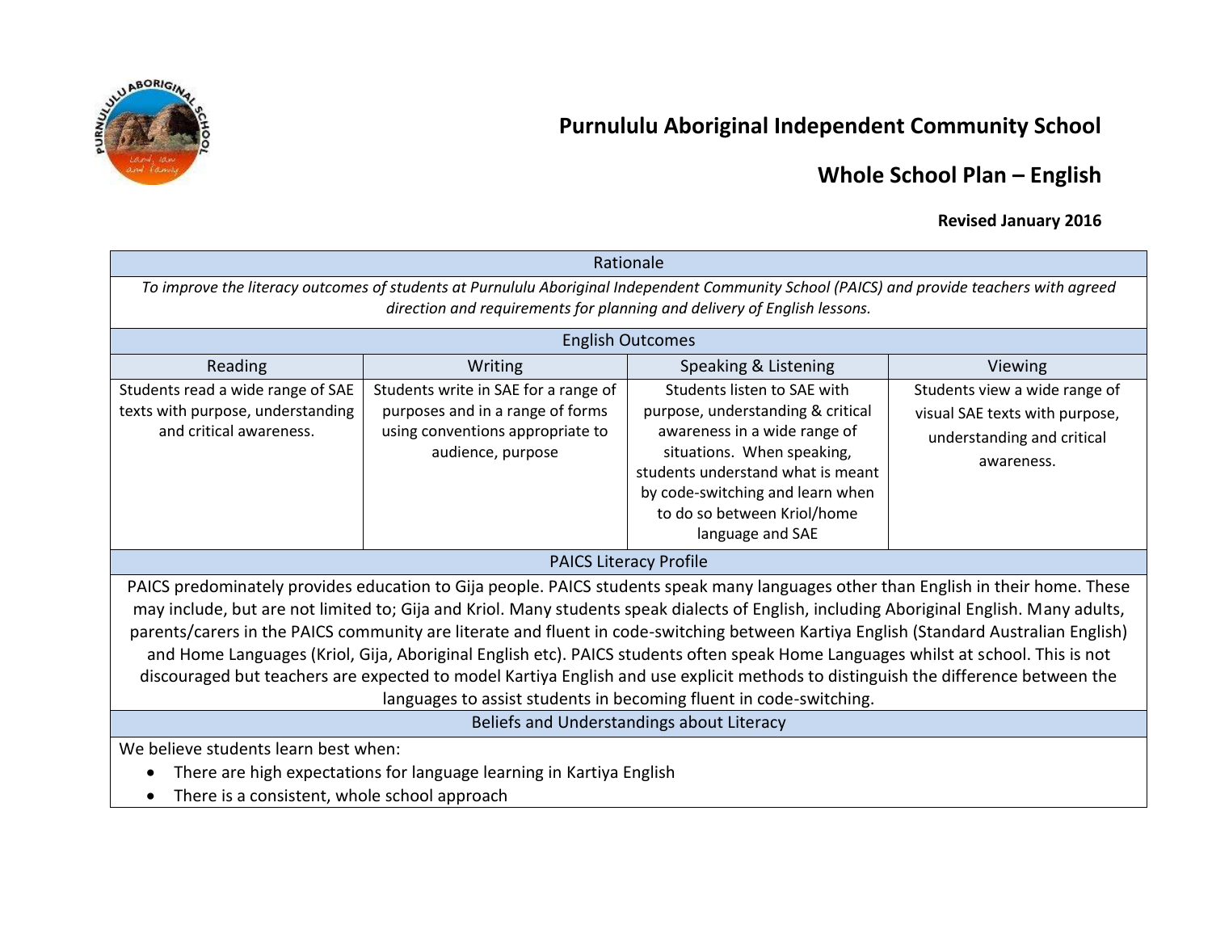# Purnululu Aboriginal Independent Community School

## Whole School Plan – English

**Revised January 2016**

| Rationale | | | |
|---|---|---|---|
| *To improve the literacy outcomes of students at Purnululu Aboriginal Independent Community School (PAICS) and provide teachers with agreed direction and requirements for planning and delivery of English lessons.* | | | |
| **English Outcomes** | | | |
| Reading | Writing | Speaking & Listening | Viewing |
| Students read a wide range of SAE texts with purpose, understanding and critical awareness. | Students write in SAE for a range of purposes and in a range of forms using conventions appropriate to audience, purpose | Students listen to SAE with purpose, understanding & critical awareness in a wide range of situations. When speaking, students understand what is meant by code-switching and learn when to do so between Kriol/home language and SAE | Students view a wide range of visual SAE texts with purpose, understanding and critical awareness. |

### PAICS Literacy Profile

PAICS predominately provides education to Gija people. PAICS students speak many languages other than English in their home. These may include, but are not limited to; Gija and Kriol. Many students speak dialects of English, including Aboriginal English. Many adults, parents/carers in the PAICS community are literate and fluent in code-switching between Kartiya English (Standard Australian English) and Home Languages (Kriol, Gija, Aboriginal English etc). PAICS students often speak Home Languages whilst at school. This is not discouraged but teachers are expected to model Kartiya English and use explicit methods to distinguish the difference between the languages to assist students in becoming fluent in code-switching.

### Beliefs and Understandings about Literacy

We believe students learn best when:

- There are high expectations for language learning in Kartiya English
- There is a consistent, whole school approach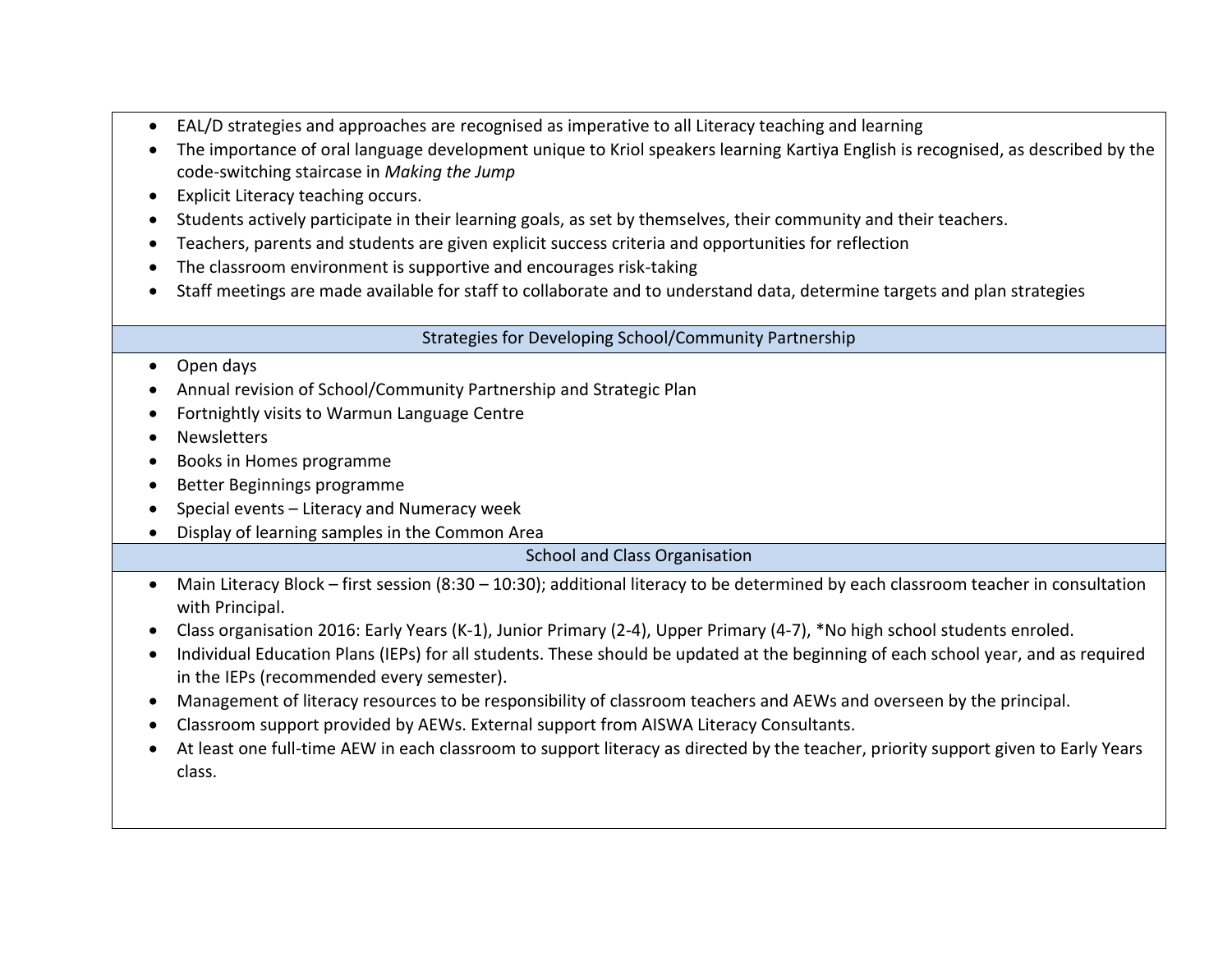- EAL/D strategies and approaches are recognised as imperative to all Literacy teaching and learning
- The importance of oral language development unique to Kriol speakers learning Kartiya English is recognised, as described by the code-switching staircase in *Making the Jump*
- Explicit Literacy teaching occurs.
- Students actively participate in their learning goals, as set by themselves, their community and their teachers.
- Teachers, parents and students are given explicit success criteria and opportunities for reflection
- The classroom environment is supportive and encourages risk-taking
- Staff meetings are made available for staff to collaborate and to understand data, determine targets and plan strategies

## Strategies for Developing School/Community Partnership

- Open days
- Annual revision of School/Community Partnership and Strategic Plan
- Fortnightly visits to Warmun Language Centre
- Newsletters
- Books in Homes programme
- Better Beginnings programme
- Special events – Literacy and Numeracy week
- Display of learning samples in the Common Area

## School and Class Organisation

- Main Literacy Block – first session (8:30 – 10:30); additional literacy to be determined by each classroom teacher in consultation with Principal.
- Class organisation 2016: Early Years (K-1), Junior Primary (2-4), Upper Primary (4-7), *No high school students enroled.
- Individual Education Plans (IEPs) for all students. These should be updated at the beginning of each school year, and as required in the IEPs (recommended every semester).
- Management of literacy resources to be responsibility of classroom teachers and AEWs and overseen by the principal.
- Classroom support provided by AEWs. External support from AISWA Literacy Consultants.
- At least one full-time AEW in each classroom to support literacy as directed by the teacher, priority support given to Early Years class.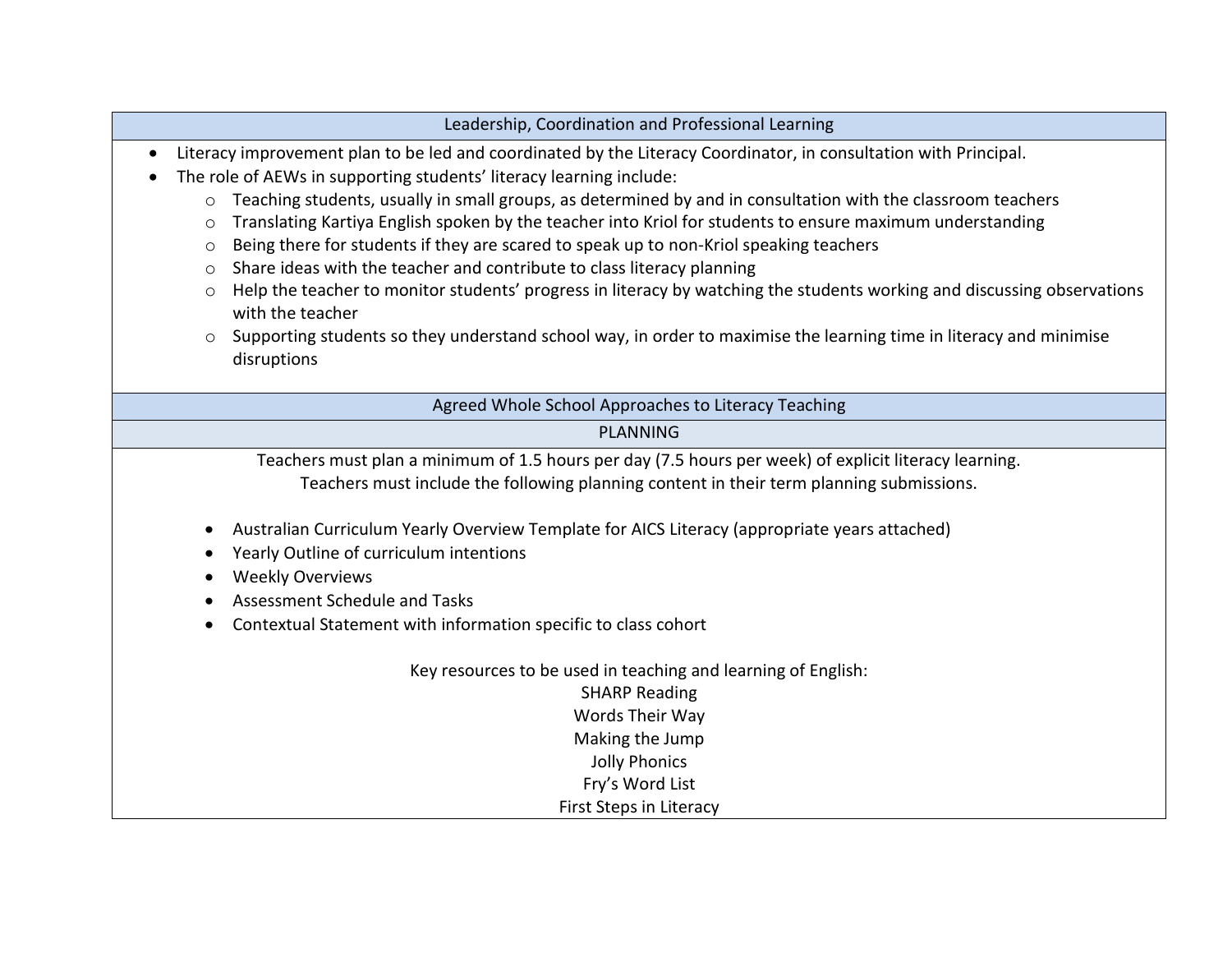## Leadership, Coordination and Professional Learning

- Literacy improvement plan to be led and coordinated by the Literacy Coordinator, in consultation with Principal.
- The role of AEWs in supporting students' literacy learning include:
  - Teaching students, usually in small groups, as determined by and in consultation with the classroom teachers
  - Translating Kartiya English spoken by the teacher into Kriol for students to ensure maximum understanding
  - Being there for students if they are scared to speak up to non-Kriol speaking teachers
  - Share ideas with the teacher and contribute to class literacy planning
  - Help the teacher to monitor students' progress in literacy by watching the students working and discussing observations with the teacher
  - Supporting students so they understand school way, in order to maximise the learning time in literacy and minimise disruptions

## Agreed Whole School Approaches to Literacy Teaching

### PLANNING

Teachers must plan a minimum of 1.5 hours per day (7.5 hours per week) of explicit literacy learning.
Teachers must include the following planning content in their term planning submissions.

- Australian Curriculum Yearly Overview Template for AICS Literacy (appropriate years attached)
- Yearly Outline of curriculum intentions
- Weekly Overviews
- Assessment Schedule and Tasks
- Contextual Statement with information specific to class cohort

Key resources to be used in teaching and learning of English:

SHARP Reading
Words Their Way
Making the Jump
Jolly Phonics
Fry's Word List
First Steps in Literacy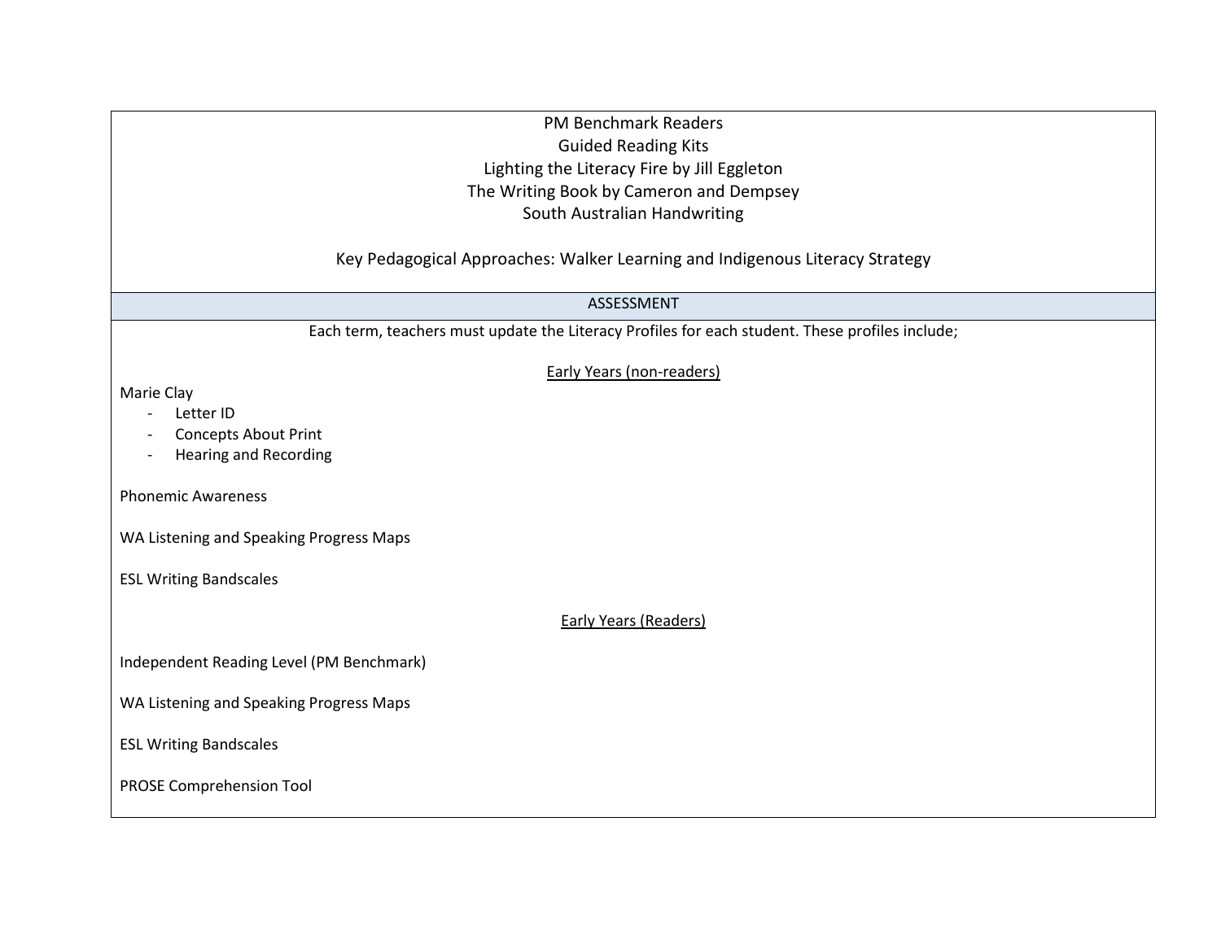PM Benchmark Readers

Guided Reading Kits

Lighting the Literacy Fire by Jill Eggleton

The Writing Book by Cameron and Dempsey

South Australian Handwriting

Key Pedagogical Approaches: Walker Learning and Indigenous Literacy Strategy

## ASSESSMENT

Each term, teachers must update the Literacy Profiles for each student. These profiles include;

### Early Years (non-readers)

Marie Clay

- Letter ID
- Concepts About Print
- Hearing and Recording

Phonemic Awareness

WA Listening and Speaking Progress Maps

ESL Writing Bandscales

### Early Years (Readers)

Independent Reading Level (PM Benchmark)

WA Listening and Speaking Progress Maps

ESL Writing Bandscales

PROSE Comprehension Tool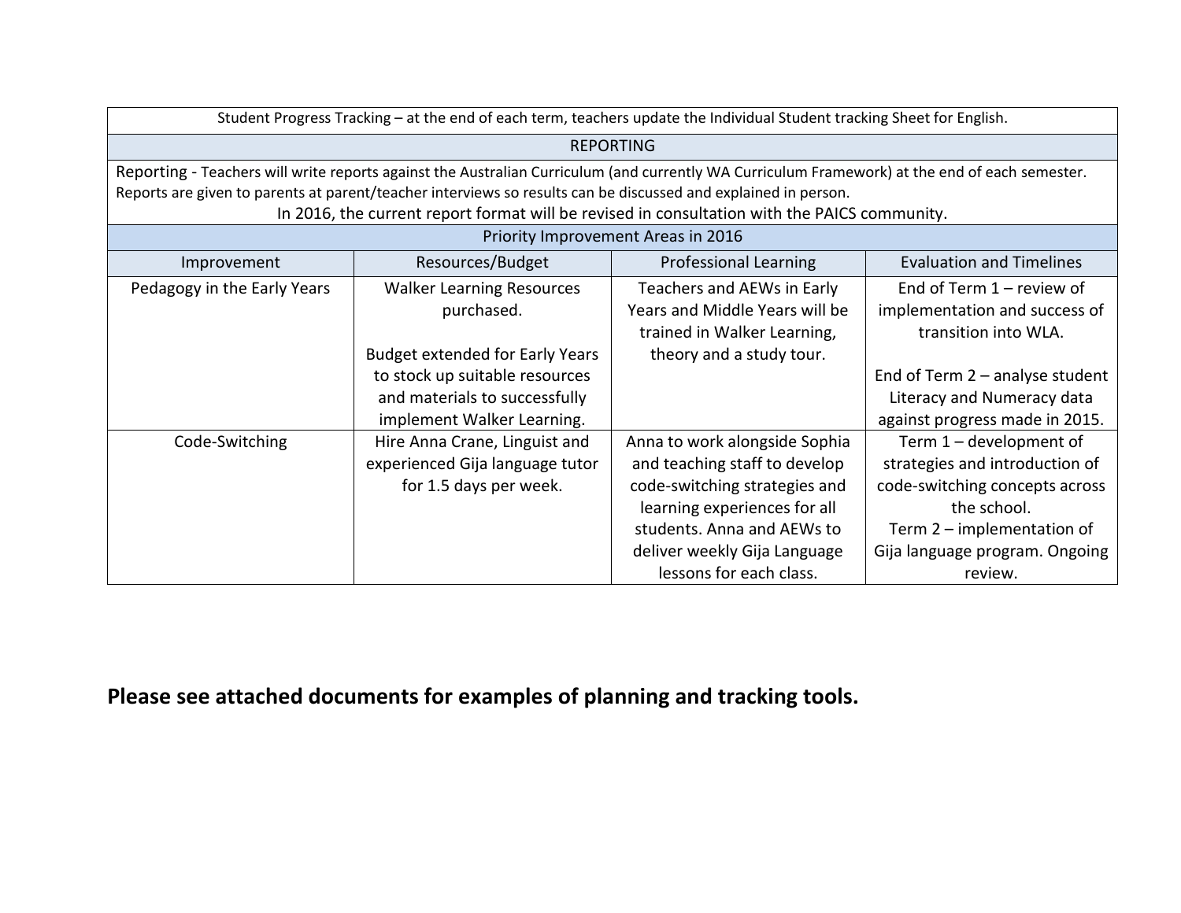| Student Progress Tracking – at the end of each term, teachers update the Individual Student tracking Sheet for English. | | | |
|---|---|---|---|
| **REPORTING** | | | |
| Reporting - Teachers will write reports against the Australian Curriculum (and currently WA Curriculum Framework) at the end of each semester. Reports are given to parents at parent/teacher interviews so results can be discussed and explained in person. In 2016, the current report format will be revised in consultation with the PAICS community. | | | |
| **Priority Improvement Areas in 2016** | | | |
| Improvement | Resources/Budget | Professional Learning | Evaluation and Timelines |
| Pedagogy in the Early Years | Walker Learning Resources purchased.<br><br>Budget extended for Early Years to stock up suitable resources and materials to successfully implement Walker Learning. | Teachers and AEWs in Early Years and Middle Years will be trained in Walker Learning, theory and a study tour. | End of Term 1 – review of implementation and success of transition into WLA.<br><br>End of Term 2 – analyse student Literacy and Numeracy data against progress made in 2015. |
| Code-Switching | Hire Anna Crane, Linguist and experienced Gija language tutor for 1.5 days per week. | Anna to work alongside Sophia and teaching staff to develop code-switching strategies and learning experiences for all students. Anna and AEWs to deliver weekly Gija Language lessons for each class. | Term 1 – development of strategies and introduction of code-switching concepts across the school.<br>Term 2 – implementation of Gija language program. Ongoing review. |

**Please see attached documents for examples of planning and tracking tools.**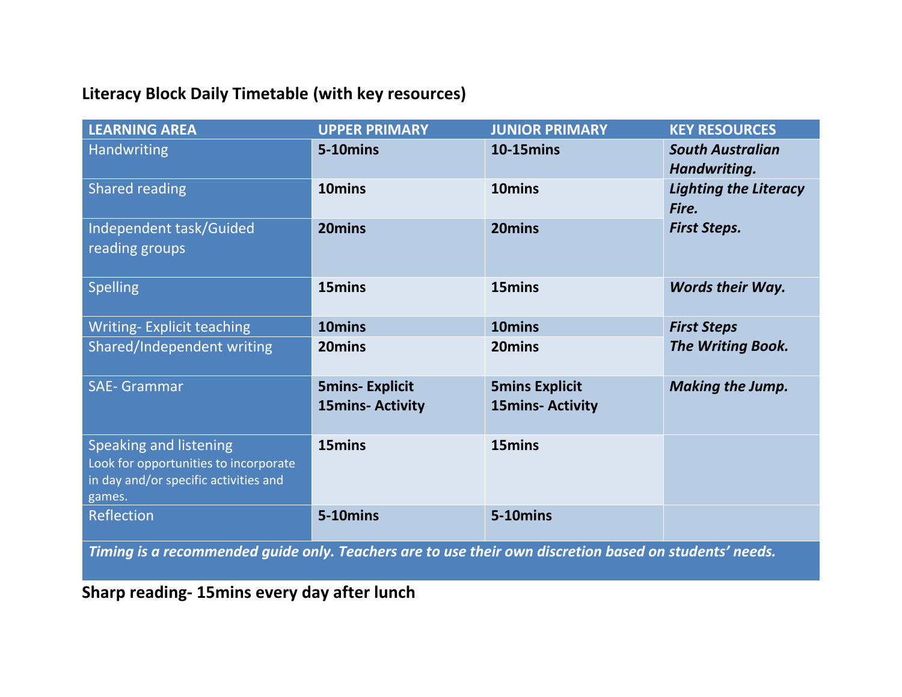**Literacy Block Daily Timetable (with key resources)**

| LEARNING AREA | UPPER PRIMARY | JUNIOR PRIMARY | KEY RESOURCES |
|---|---|---|---|
| Handwriting | **5-10mins** | **10-15mins** | ***South Australian Handwriting.*** |
| Shared reading | **10mins** | **10mins** | ***Lighting the Literacy Fire.*** ***First Steps.*** |
| Independent task/Guided reading groups | **20mins** | **20mins** | |
| Spelling | **15mins** | **15mins** | ***Words their Way.*** |
| Writing- Explicit teaching | **10mins** | **10mins** | ***First Steps*** ***The Writing Book.*** |
| Shared/Independent writing | **20mins** | **20mins** | |
| SAE- Grammar | **5mins- Explicit** **15mins- Activity** | **5mins Explicit** **15mins- Activity** | ***Making the Jump.*** |
| Speaking and listening Look for opportunities to incorporate in day and/or specific activities and games. | **15mins** | **15mins** | |
| Reflection | **5-10mins** | **5-10mins** | |
| ***Timing is a recommended guide only. Teachers are to use their own discretion based on students' needs.*** | | | |

**Sharp reading- 15mins every day after lunch**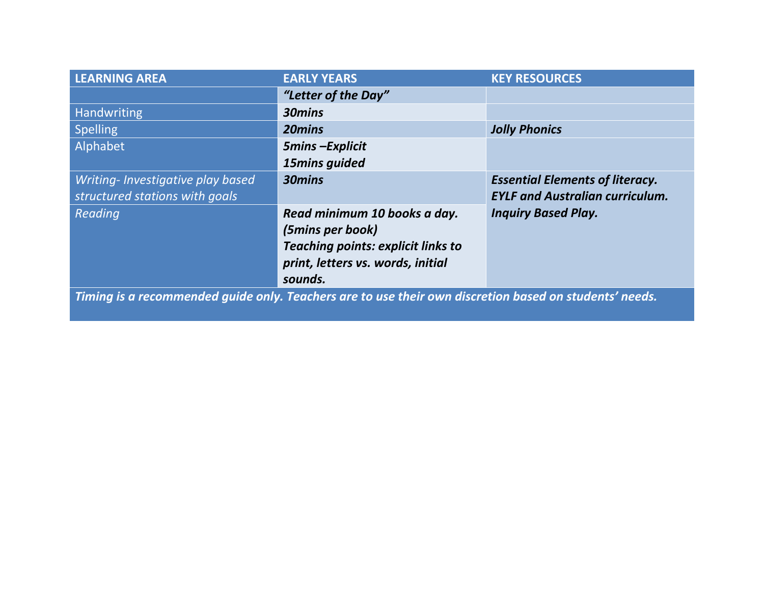| LEARNING AREA | EARLY YEARS | KEY RESOURCES |
|---|---|---|
| | ***"Letter of the Day"*** | |
| Handwriting | ***30mins*** | |
| Spelling | ***20mins*** | ***Jolly Phonics*** |
| Alphabet | ***5mins –Explicit*** ***15mins guided*** | |
| *Writing- Investigative play based structured stations with goals* | ***30mins*** | ***Essential Elements of literacy.*** ***EYLF and Australian curriculum.*** ***Inquiry Based Play.*** |
| *Reading* | ***Read minimum 10 books a day. (5mins per book)*** ***Teaching points: explicit links to print, letters vs. words, initial sounds.*** | |
| ***Timing is a recommended guide only. Teachers are to use their own discretion based on students' needs.*** | | |